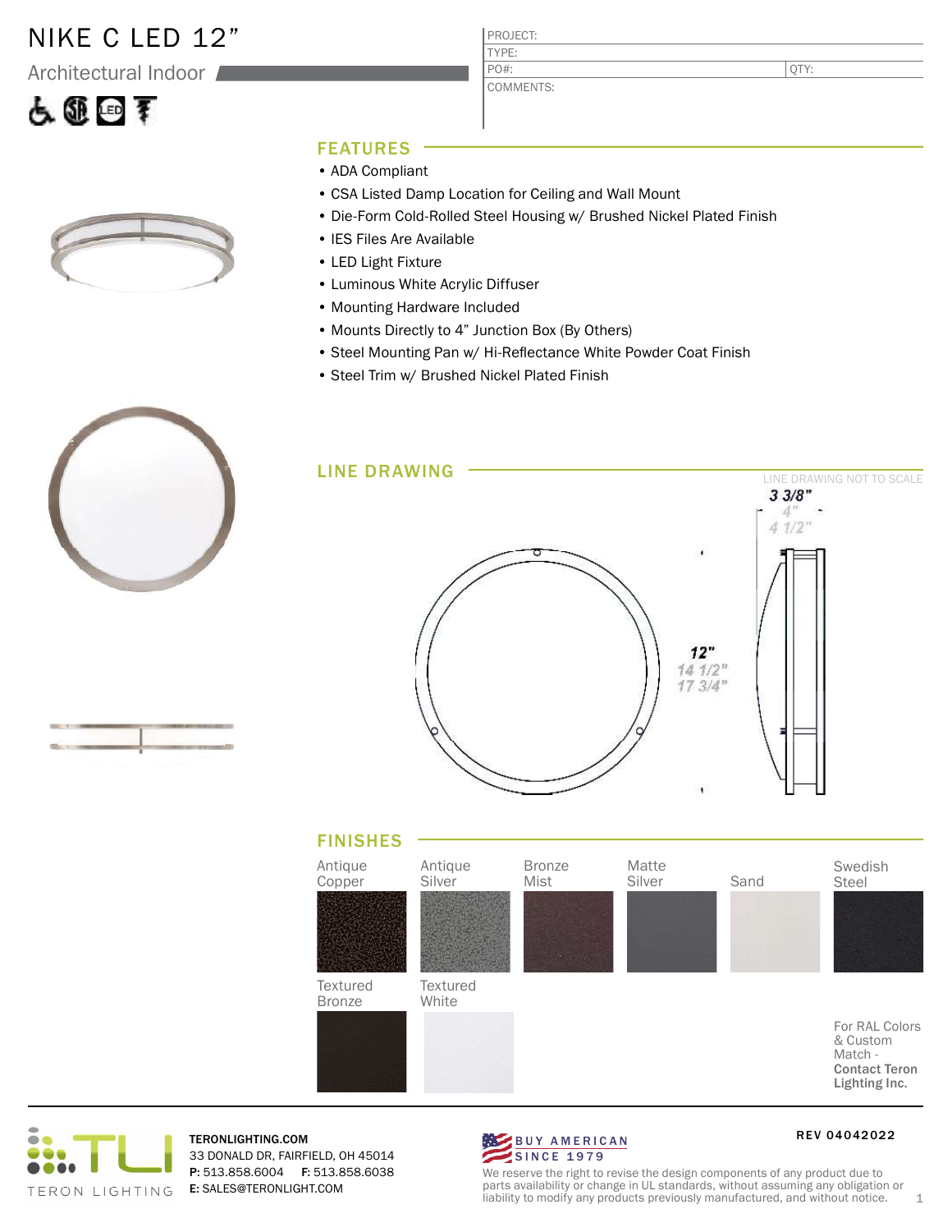# NIKE C LED 12"

Architectural Indoor

| PROJECT: | |
|---|---|
| TYPE: | |
| PO#: | QTY: |
| COMMENTS: | |

## FEATURES

- ADA Compliant
- CSA Listed Damp Location for Ceiling and Wall Mount
- Die-Form Cold-Rolled Steel Housing w/ Brushed Nickel Plated Finish
- IES Files Are Available
- LED Light Fixture
- Luminous White Acrylic Diffuser
- Mounting Hardware Included
- Mounts Directly to 4" Junction Box (By Others)
- Steel Mounting Pan w/ Hi-Reflectance White Powder Coat Finish
- Steel Trim w/ Brushed Nickel Plated Finish

## LINE DRAWING

LINE DRAWING NOT TO SCALE

3 3/8"
4"
4 1/2"

12"
14 1/2"
17 3/4"

## FINISHES

Antique Copper
Antique Silver
Bronze Mist
Matte Silver
Sand
Swedish Steel
Textured Bronze
Textured White

For RAL Colors & Custom Match - **Contact Teron Lighting Inc.**

TERON LIGHTING

**TERONLIGHTING.COM**
33 DONALD DR, FAIRFIELD, OH 45014
**P:** 513.858.6004 **F:** 513.858.6038
**E:** SALES@TERONLIGHT.COM

BUY AMERICAN SINCE 1979

We reserve the right to revise the design components of any product due to parts availability or change in UL standards, without assuming any obligation or liability to modify any products previously manufactured, and without notice.

REV 04042022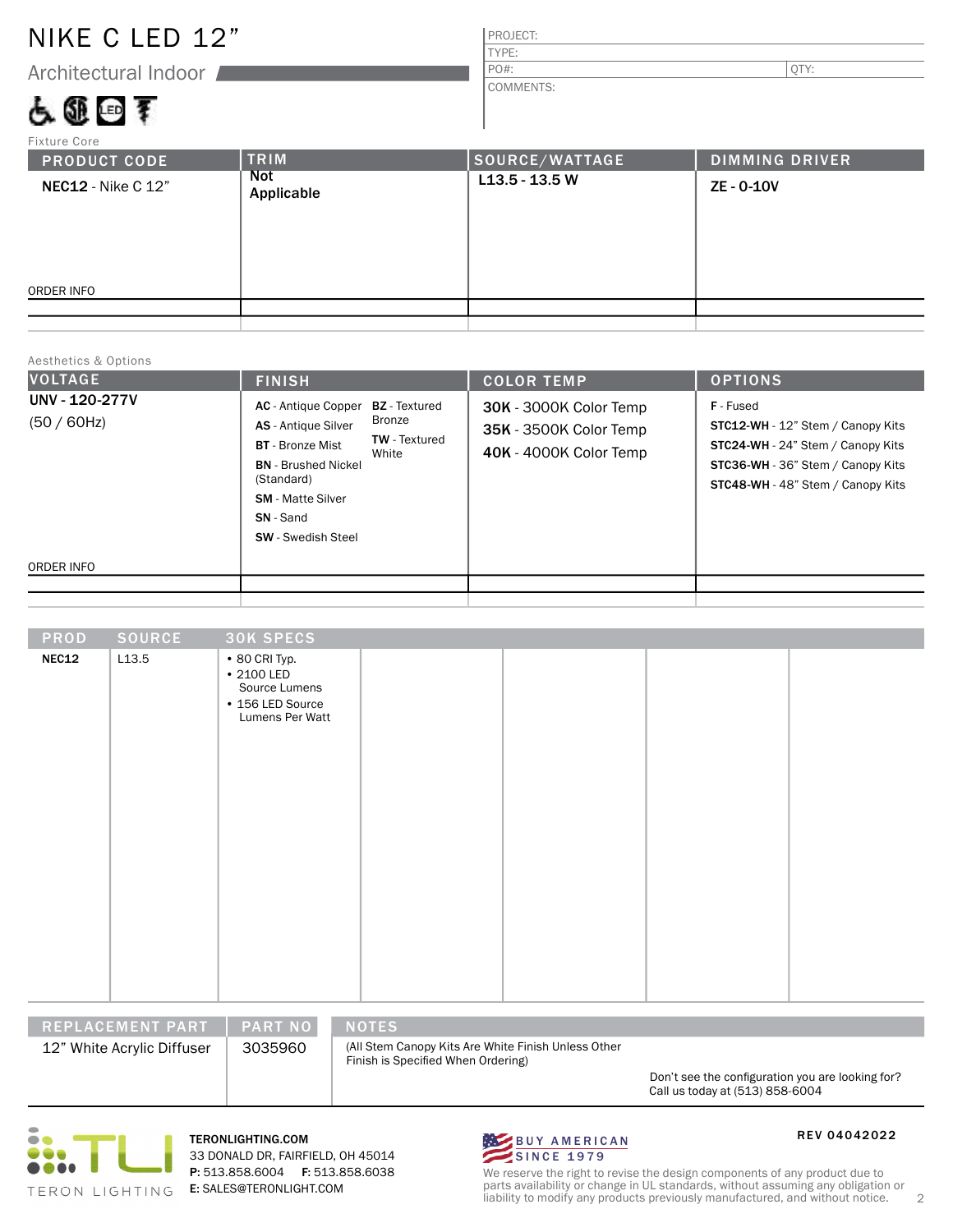# NIKE C LED 12"

## Architectural Indoor

| PROJECT: | |
|---|---|
| TYPE: | |
| PO#: | QTY: |
| COMMENTS: | |

### Fixture Core

| PRODUCT CODE | TRIM | SOURCE/WATTAGE | DIMMING DRIVER |
|---|---|---|---|
| **NEC12** - Nike C 12" | **Not Applicable** | **L13.5 - 13.5 W** | **ZE - 0-10V** |

ORDER INFO

### Aesthetics & Options

| VOLTAGE | FINISH | COLOR TEMP | OPTIONS |
|---|---|---|---|
| **UNV - 120-277V** (50 / 60Hz) | **AC** - Antique Copper<br>**AS** - Antique Silver<br>**BT** - Bronze Mist<br>**BN** - Brushed Nickel (Standard)<br>**SM** - Matte Silver<br>**SN** - Sand<br>**SW** - Swedish Steel<br>**BZ** - Textured Bronze<br>**TW** - Textured White | **30K** - 3000K Color Temp<br>**35K** - 3500K Color Temp<br>**40K** - 4000K Color Temp | **F** - Fused<br>**STC12-WH** - 12" Stem / Canopy Kits<br>**STC24-WH** - 24" Stem / Canopy Kits<br>**STC36-WH** - 36" Stem / Canopy Kits<br>**STC48-WH** - 48" Stem / Canopy Kits |

ORDER INFO

| PROD | SOURCE | 30K SPECS |
|---|---|---|
| **NEC12** | L13.5 | • 80 CRI Typ.<br>• 2100 LED Source Lumens<br>• 156 LED Source Lumens Per Watt |

| REPLACEMENT PART | PART NO | NOTES |
|---|---|---|
| 12" White Acrylic Diffuser | 3035960 | (All Stem Canopy Kits Are White Finish Unless Other Finish is Specified When Ordering) |

Don't see the configuration you are looking for? Call us today at (513) 858-6004

TERON LIGHTING

**TERONLIGHTING.COM**
33 DONALD DR, FAIRFIELD, OH 45014
**P:** 513.858.6004 **F:** 513.858.6038
**E:** SALES@TERONLIGHT.COM

BUY AMERICAN SINCE 1979

We reserve the right to revise the design components of any product due to parts availability or change in UL standards, without assuming any obligation or liability to modify any products previously manufactured, and without notice.

REV 04042022